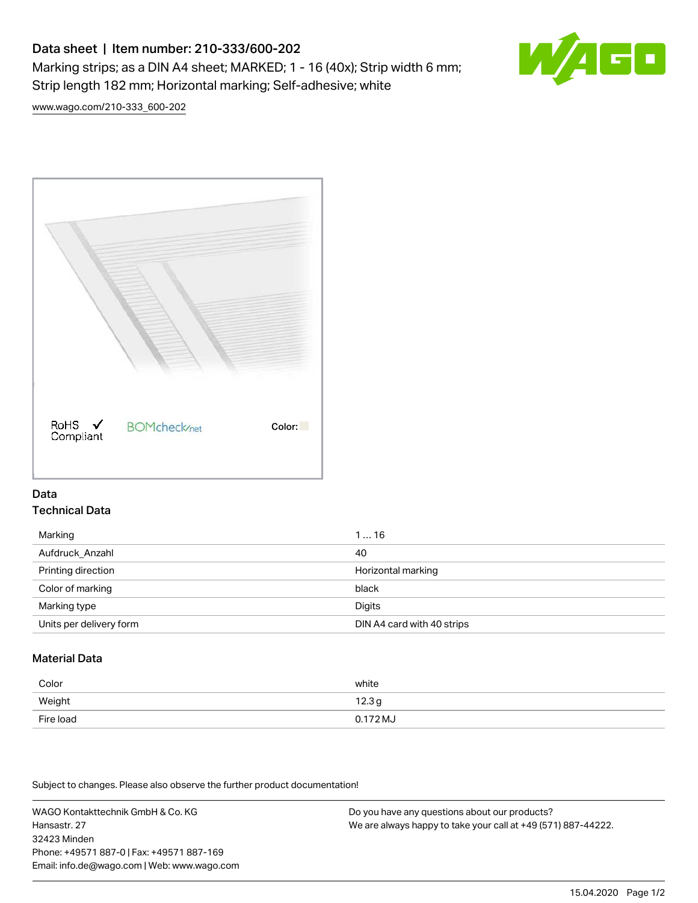# Data sheet | Item number: 210-333/600-202

Marking strips; as a DIN A4 sheet; MARKED; 1 - 16 (40x); Strip width 6 mm; Strip length 182 mm; Horizontal marking; Self-adhesive; white

[www.wago.com/210-333_600-202](http://www.wago.com/210-333_600-202)

RoHS Compliant ✓ BOMcheck.net Color:

## Data

### Technical Data

| | |
|---|---|
| Marking | 1 … 16 |
| Aufdruck_Anzahl | 40 |
| Printing direction | Horizontal marking |
| Color of marking | black |
| Marking type | Digits |
| Units per delivery form | DIN A4 card with 40 strips |

### Material Data

| | |
|---|---|
| Color | white |
| Weight | 12.3 g |
| Fire load | 0.172 MJ |

Subject to changes. Please also observe the further product documentation!

WAGO Kontakttechnik GmbH & Co. KG
Hansastr. 27
32423 Minden
Phone: +49571 887-0 | Fax: +49571 887-169
Email: info.de@wago.com | Web: www.wago.com

Do you have any questions about our products?
We are always happy to take your call at +49 (571) 887-44222.

15.04.2020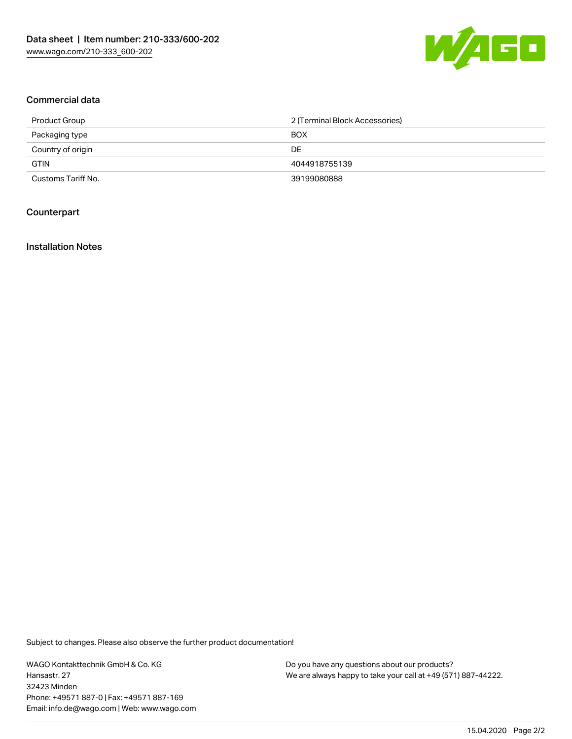## Commercial data

| | |
|---|---|
| Product Group | 2 (Terminal Block Accessories) |
| Packaging type | BOX |
| Country of origin | DE |
| GTIN | 4044918755139 |
| Customs Tariff No. | 39199080888 |

## Counterpart

## Installation Notes

Subject to changes. Please also observe the further product documentation!

WAGO Kontakttechnik GmbH & Co. KG
Hansastr. 27
32423 Minden
Phone: +49571 887-0 | Fax: +49571 887-169
Email: info.de@wago.com | Web: www.wago.com

Do you have any questions about our products?
We are always happy to take your call at +49 (571) 887-44222.